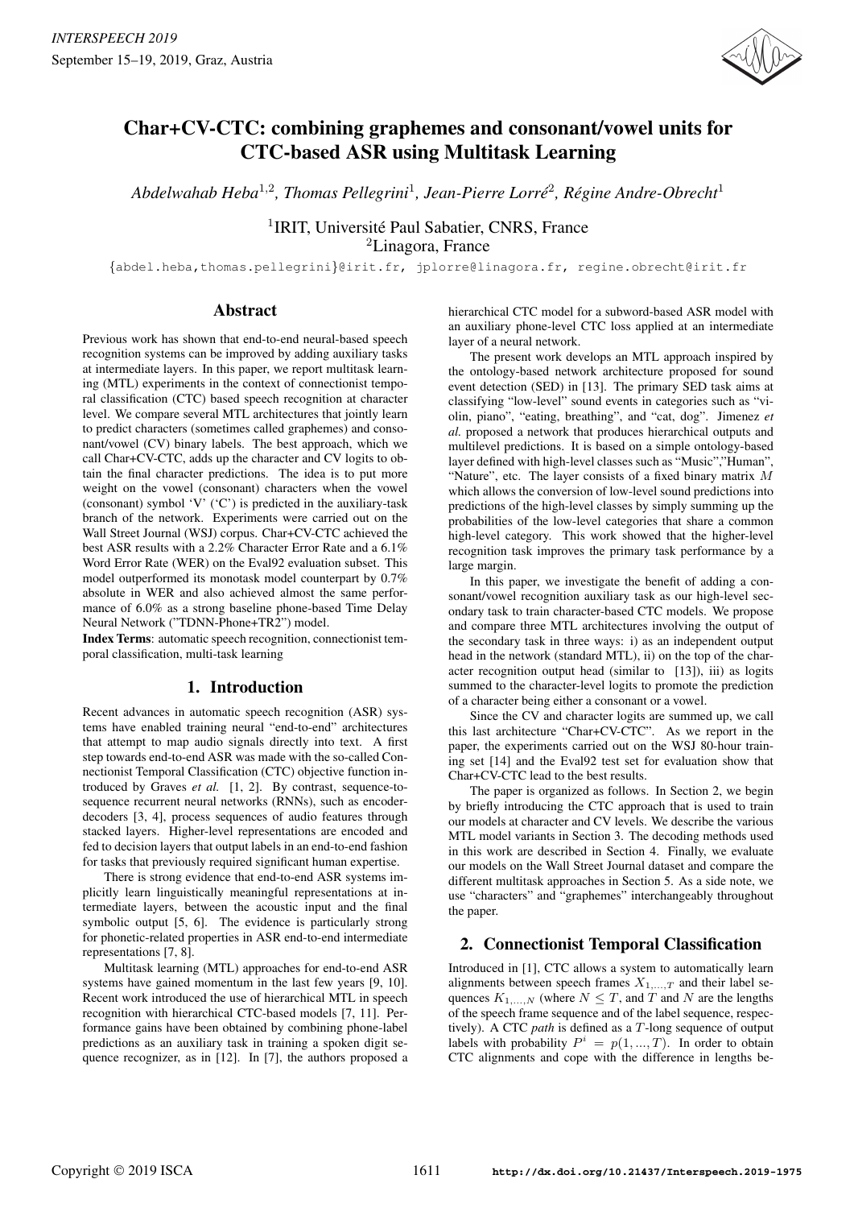# Char+CV-CTC: combining graphemes and consonant/vowel units for CTC-based ASR using Multitask Learning

*Abdelwahab Heba*[1,2], *Thomas Pellegrini*[1], *Jean-Pierre Lorré*[2], *Régine Andre-Obrecht*[1]

[1]IRIT, Université Paul Sabatier, CNRS, France
[2]Linagora, France

{abdel.heba,thomas.pellegrini}@irit.fr, jplorre@linagora.fr, regine.obrecht@irit.fr

## Abstract

Previous work has shown that end-to-end neural-based speech recognition systems can be improved by adding auxiliary tasks at intermediate layers. In this paper, we report multitask learning (MTL) experiments in the context of connectionist temporal classification (CTC) based speech recognition at character level. We compare several MTL architectures that jointly learn to predict characters (sometimes called graphemes) and consonant/vowel (CV) binary labels. The best approach, which we call Char+CV-CTC, adds up the character and CV logits to obtain the final character predictions. The idea is to put more weight on the vowel (consonant) characters when the vowel (consonant) symbol 'V' ('C') is predicted in the auxiliary-task branch of the network. Experiments were carried out on the Wall Street Journal (WSJ) corpus. Char+CV-CTC achieved the best ASR results with a 2.2% Character Error Rate and a 6.1% Word Error Rate (WER) on the Eval92 evaluation subset. This model outperformed its monotask model counterpart by 0.7% absolute in WER and also achieved almost the same performance of 6.0% as a strong baseline phone-based Time Delay Neural Network ("TDNN-Phone+TR2") model.

**Index Terms**: automatic speech recognition, connectionist temporal classification, multi-task learning

## 1. Introduction

Recent advances in automatic speech recognition (ASR) systems have enabled training neural "end-to-end" architectures that attempt to map audio signals directly into text. A first step towards end-to-end ASR was made with the so-called Connectionist Temporal Classification (CTC) objective function introduced by Graves *et al.* [1, 2]. By contrast, sequence-to-sequence recurrent neural networks (RNNs), such as encoder-decoders [3, 4], process sequences of audio features through stacked layers. Higher-level representations are encoded and fed to decision layers that output labels in an end-to-end fashion for tasks that previously required significant human expertise.

There is strong evidence that end-to-end ASR systems implicitly learn linguistically meaningful representations at intermediate layers, between the acoustic input and the final symbolic output [5, 6]. The evidence is particularly strong for phonetic-related properties in ASR end-to-end intermediate representations [7, 8].

Multitask learning (MTL) approaches for end-to-end ASR systems have gained momentum in the last few years [9, 10]. Recent work introduced the use of hierarchical MTL in speech recognition with hierarchical CTC-based models [7, 11]. Performance gains have been obtained by combining phone-label predictions as an auxiliary task in training a spoken digit sequence recognizer, as in [12]. In [7], the authors proposed a hierarchical CTC model for a subword-based ASR model with an auxiliary phone-level CTC loss applied at an intermediate layer of a neural network.

The present work develops an MTL approach inspired by the ontology-based network architecture proposed for sound event detection (SED) in [13]. The primary SED task aims at classifying "low-level" sound events in categories such as "violin, piano", "eating, breathing", and "cat, dog". Jimenez *et al.* proposed a network that produces hierarchical outputs and multilevel predictions. It is based on a simple ontology-based layer defined with high-level classes such as "Music","Human", "Nature", etc. The layer consists of a fixed binary matrix $M$ which allows the conversion of low-level sound predictions into predictions of the high-level classes by simply summing up the probabilities of the low-level categories that share a common high-level category. This work showed that the higher-level recognition task improves the primary task performance by a large margin.

In this paper, we investigate the benefit of adding a consonant/vowel recognition auxiliary task as our high-level secondary task to train character-based CTC models. We propose and compare three MTL architectures involving the output of the secondary task in three ways: i) as an independent output head in the network (standard MTL), ii) on the top of the character recognition output head (similar to [13]), iii) as logits summed to the character-level logits to promote the prediction of a character being either a consonant or a vowel.

Since the CV and character logits are summed up, we call this last architecture "Char+CV-CTC". As we report in the paper, the experiments carried out on the WSJ 80-hour training set [14] and the Eval92 test set for evaluation show that Char+CV-CTC lead to the best results.

The paper is organized as follows. In Section 2, we begin by briefly introducing the CTC approach that is used to train our models at character and CV levels. We describe the various MTL model variants in Section 3. The decoding methods used in this work are described in Section 4. Finally, we evaluate our models on the Wall Street Journal dataset and compare the different multitask approaches in Section 5. As a side note, we use "characters" and "graphemes" interchangeably throughout the paper.

## 2. Connectionist Temporal Classification

Introduced in [1], CTC allows a system to automatically learn alignments between speech frames $X_{1,...,T}$ and their label sequences $K_{1,...,N}$ (where $N \leq T$, and $T$ and $N$ are the lengths of the speech frame sequence and of the label sequence, respectively). A CTC *path* is defined as a $T$-long sequence of output labels with probability $P^{i} = p(1, ..., T)$. In order to obtain CTC alignments and cope with the difference in lengths be-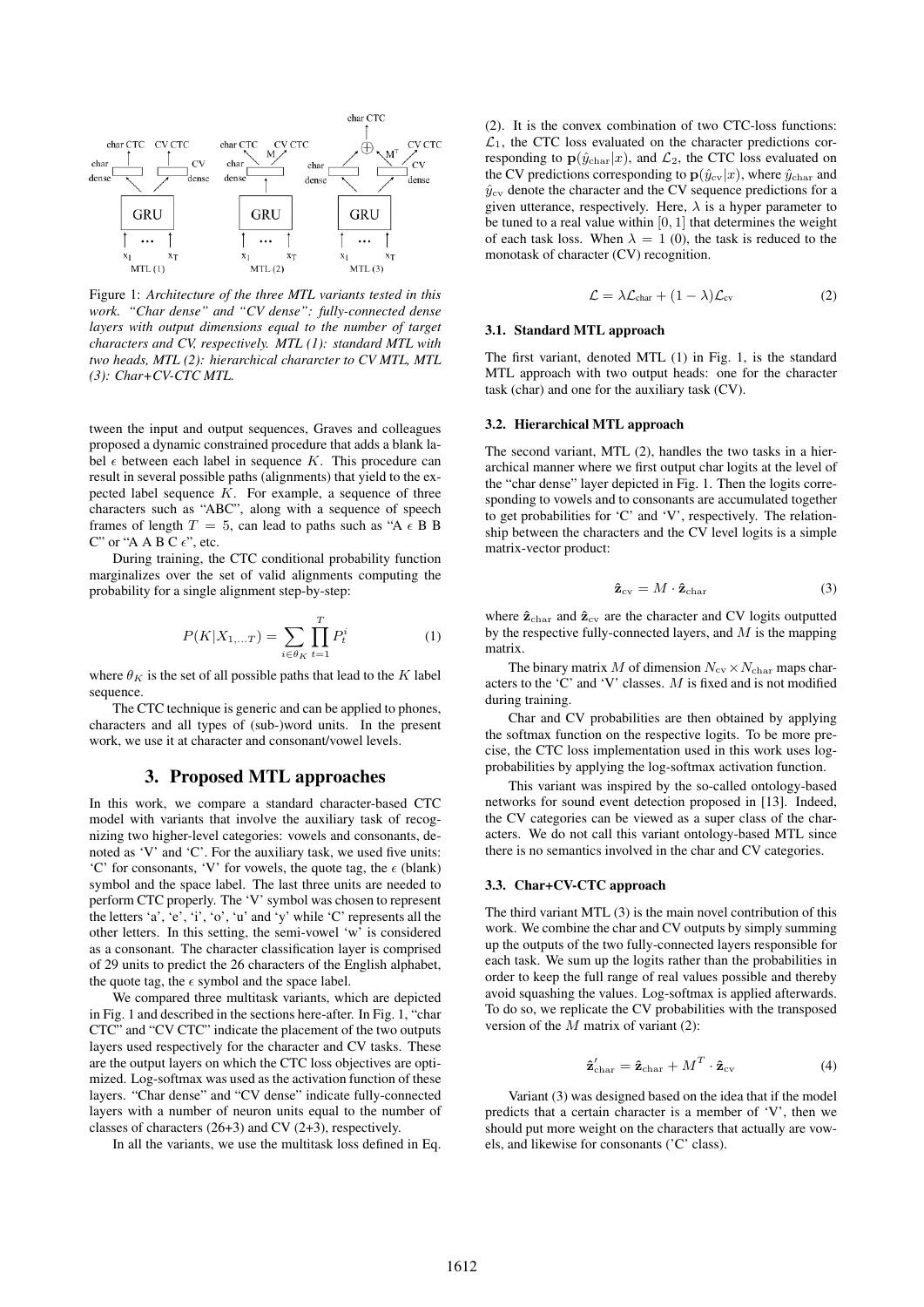Figure 1: *Architecture of the three MTL variants tested in this work. "Char dense" and "CV dense": fully-connected dense layers with output dimensions equal to the number of target characters and CV, respectively. MTL (1): standard MTL with two heads, MTL (2): hierarchical chararcter to CV MTL, MTL (3): Char+CV-CTC MTL.*

tween the input and output sequences, Graves and colleagues proposed a dynamic constrained procedure that adds a blank label $\epsilon$ between each label in sequence $K$. This procedure can result in several possible paths (alignments) that yield to the expected label sequence $K$. For example, a sequence of three characters such as "ABC", along with a sequence of speech frames of length $T = 5$, can lead to paths such as "A $\epsilon$ B B C" or "A A B C $\epsilon$", etc.

During training, the CTC conditional probability function marginalizes over the set of valid alignments computing the probability for a single alignment step-by-step:

$$P(K|X_{1,...T}) = \sum_{i \in \theta_K} \prod_{t=1}^{T} P_t^i \tag{1}$$

where $\theta_K$ is the set of all possible paths that lead to the $K$ label sequence.

The CTC technique is generic and can be applied to phones, characters and all types of (sub-)word units. In the present work, we use it at character and consonant/vowel levels.

# 3. Proposed MTL approaches

In this work, we compare a standard character-based CTC model with variants that involve the auxiliary task of recognizing two higher-level categories: vowels and consonants, denoted as 'V' and 'C'. For the auxiliary task, we used five units: 'C' for consonants, 'V' for vowels, the quote tag, the $\epsilon$ (blank) symbol and the space label. The last three units are needed to perform CTC properly. The 'V' symbol was chosen to represent the letters 'a', 'e', 'i', 'o', 'u' and 'y' while 'C' represents all the other letters. In this setting, the semi-vowel 'w' is considered as a consonant. The character classification layer is comprised of 29 units to predict the 26 characters of the English alphabet, the quote tag, the $\epsilon$ symbol and the space label.

We compared three multitask variants, which are depicted in Fig. 1 and described in the sections here-after. In Fig. 1, "char CTC" and "CV CTC" indicate the placement of the two outputs layers used respectively for the character and CV tasks. These are the output layers on which the CTC loss objectives are optimized. Log-softmax was used as the activation function of these layers. "Char dense" and "CV dense" indicate fully-connected layers with a number of neuron units equal to the number of classes of characters (26+3) and CV (2+3), respectively.

In all the variants, we use the multitask loss defined in Eq. (2). It is the convex combination of two CTC-loss functions: $\mathcal{L}_1$, the CTC loss evaluated on the character predictions corresponding to $\mathbf{p}(\hat{y}_{\text{char}}|x)$, and $\mathcal{L}_2$, the CTC loss evaluated on the CV predictions corresponding to $\mathbf{p}(\hat{y}_{\text{cv}}|x)$, where $\hat{y}_{\text{char}}$ and $\hat{y}_{\text{cv}}$ denote the character and the CV sequence predictions for a given utterance, respectively. Here, $\lambda$ is a hyper parameter to be tuned to a real value within $[0, 1]$ that determines the weight of each task loss. When $\lambda = 1$ (0), the task is reduced to the monotask of character (CV) recognition.

$$\mathcal{L} = \lambda \mathcal{L}_{\text{char}} + (1 - \lambda)\mathcal{L}_{\text{cv}} \tag{2}$$

### 3.1. Standard MTL approach

The first variant, denoted MTL (1) in Fig. 1, is the standard MTL approach with two output heads: one for the character task (char) and one for the auxiliary task (CV).

### 3.2. Hierarchical MTL approach

The second variant, MTL (2), handles the two tasks in a hierarchical manner where we first output char logits at the level of the "char dense" layer depicted in Fig. 1. Then the logits corresponding to vowels and to consonants are accumulated together to get probabilities for 'C' and 'V', respectively. The relationship between the characters and the CV level logits is a simple matrix-vector product:

$$\hat{\mathbf{z}}_{\text{cv}} = M \cdot \hat{\mathbf{z}}_{\text{char}} \tag{3}$$

where $\hat{\mathbf{z}}_{\text{char}}$ and $\hat{\mathbf{z}}_{\text{cv}}$ are the character and CV logits outputted by the respective fully-connected layers, and $M$ is the mapping matrix.

The binary matrix $M$ of dimension $N_{\text{cv}} \times N_{\text{char}}$ maps characters to the 'C' and 'V' classes. $M$ is fixed and is not modified during training.

Char and CV probabilities are then obtained by applying the softmax function on the respective logits. To be more precise, the CTC loss implementation used in this work uses log-probabilities by applying the log-softmax activation function.

This variant was inspired by the so-called ontology-based networks for sound event detection proposed in [13]. Indeed, the CV categories can be viewed as a super class of the characters. We do not call this variant ontology-based MTL since there is no semantics involved in the char and CV categories.

### 3.3. Char+CV-CTC approach

The third variant MTL (3) is the main novel contribution of this work. We combine the char and CV outputs by simply summing up the outputs of the two fully-connected layers responsible for each task. We sum up the logits rather than the probabilities in order to keep the full range of real values possible and thereby avoid squashing the values. Log-softmax is applied afterwards. To do so, we replicate the CV probabilities with the transposed version of the $M$ matrix of variant (2):

$$\hat{\mathbf{z}}'_{\text{char}} = \hat{\mathbf{z}}_{\text{char}} + M^T \cdot \hat{\mathbf{z}}_{\text{cv}} \tag{4}$$

Variant (3) was designed based on the idea that if the model predicts that a certain character is a member of 'V', then we should put more weight on the characters that actually are vowels, and likewise for consonants ('C' class).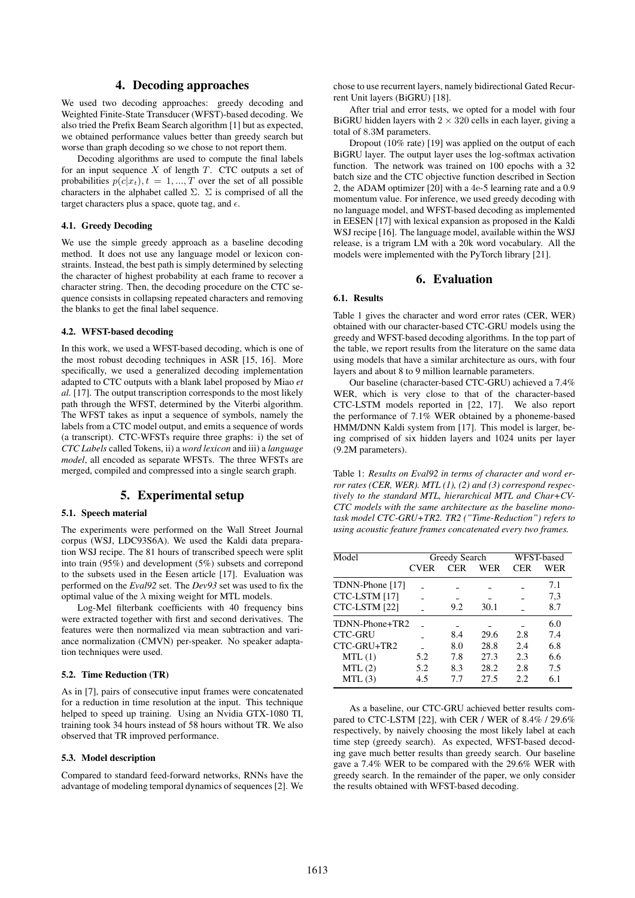## 4. Decoding approaches

We used two decoding approaches: greedy decoding and Weighted Finite-State Transducer (WFST)-based decoding. We also tried the Prefix Beam Search algorithm [1] but as expected, we obtained performance values better than greedy search but worse than graph decoding so we chose to not report them.

Decoding algorithms are used to compute the final labels for an input sequence $X$ of length $T$. CTC outputs a set of probabilities $p(c|x_t), t = 1, ..., T$ over the set of all possible characters in the alphabet called $\Sigma$. $\Sigma$ is comprised of all the target characters plus a space, quote tag, and $\epsilon$.

### 4.1. Greedy Decoding

We use the simple greedy approach as a baseline decoding method. It does not use any language model or lexicon constraints. Instead, the best path is simply determined by selecting the character of highest probability at each frame to recover a character string. Then, the decoding procedure on the CTC sequence consists in collapsing repeated characters and removing the blanks to get the final label sequence.

### 4.2. WFST-based decoding

In this work, we used a WFST-based decoding, which is one of the most robust decoding techniques in ASR [15, 16]. More specifically, we used a generalized decoding implementation adapted to CTC outputs with a blank label proposed by Miao *et al.* [17]. The output transcription corresponds to the most likely path through the WFST, determined by the Viterbi algorithm. The WFST takes as input a sequence of symbols, namely the labels from a CTC model output, and emits a sequence of words (a transcript). CTC-WFSTs require three graphs: i) the set of *CTC Labels* called Tokens, ii) a *word lexicon* and iii) a *language model*, all encoded as separate WFSTs. The three WFSTs are merged, compiled and compressed into a single search graph.

## 5. Experimental setup

### 5.1. Speech material

The experiments were performed on the Wall Street Journal corpus (WSJ, LDC93S6A). We used the Kaldi data preparation WSJ recipe. The 81 hours of transcribed speech were split into train (95%) and development (5%) subsets and correpond to the subsets used in the Eesen article [17]. Evaluation was performed on the *Eval92* set. The *Dev93* set was used to fix the optimal value of the $\lambda$ mixing weight for MTL models.

Log-Mel filterbank coefficients with 40 frequency bins were extracted together with first and second derivatives. The features were then normalized via mean subtraction and variance normalization (CMVN) per-speaker. No speaker adaptation techniques were used.

### 5.2. Time Reduction (TR)

As in [7], pairs of consecutive input frames were concatenated for a reduction in time resolution at the input. This technique helped to speed up training. Using an Nvidia GTX-1080 TI, training took 34 hours instead of 58 hours without TR. We also observed that TR improved performance.

### 5.3. Model description

Compared to standard feed-forward networks, RNNs have the advantage of modeling temporal dynamics of sequences [2]. We chose to use recurrent layers, namely bidirectional Gated Recurrent Unit layers (BiGRU) [18].

After trial and error tests, we opted for a model with four BiGRU hidden layers with $2 \times 320$ cells in each layer, giving a total of 8.3M parameters.

Dropout (10% rate) [19] was applied on the output of each BiGRU layer. The output layer uses the log-softmax activation function. The network was trained on 100 epochs with a 32 batch size and the CTC objective function described in Section 2, the ADAM optimizer [20] with a 4e-5 learning rate and a 0.9 momentum value. For inference, we used greedy decoding with no language model, and WFST-based decoding as implemented in EESEN [17] with lexical expansion as proposed in the Kaldi WSJ recipe [16]. The language model, available within the WSJ release, is a trigram LM with a 20k word vocabulary. All the models were implemented with the PyTorch library [21].

## 6. Evaluation

### 6.1. Results

Table 1 gives the character and word error rates (CER, WER) obtained with our character-based CTC-GRU models using the greedy and WFST-based decoding algorithms. In the top part of the table, we report results from the literature on the same data using models that have a similar architecture as ours, with four layers and about 8 to 9 million learnable parameters.

Our baseline (character-based CTC-GRU) achieved a 7.4% WER, which is very close to that of the character-based CTC-LSTM models reported in [22, 17]. We also report the performance of 7.1% WER obtained by a phoneme-based HMM/DNN Kaldi system from [17]. This model is larger, being comprised of six hidden layers and 1024 units per layer (9.2M parameters).

Table 1: *Results on Eval92 in terms of character and word error rates (CER, WER). MTL (1), (2) and (3) correspond respectively to the standard MTL, hierarchical MTL and Char+CV-CTC models with the same architecture as the baseline monotask model CTC-GRU+TR2. TR2 ("Time-Reduction") refers to using acoustic feature frames concatenated every two frames.*

| Model | Greedy Search | | | WFST-based | |
|---|---|---|---|---|---|
| | CVER | CER | WER | CER | WER |
| TDNN-Phone [17] | - | - | - | - | 7.1 |
| CTC-LSTM [17] | - | - | - | - | 7,3 |
| CTC-LSTM [22] | - | 9.2 | 30.1 | - | 8.7 |
| TDNN-Phone+TR2 | - | - | - | - | 6.0 |
| CTC-GRU | - | 8.4 | 29.6 | 2.8 | 7.4 |
| CTC-GRU+TR2 | - | 8.0 | 28.8 | 2.4 | 6.8 |
| MTL (1) | 5.2 | 7.8 | 27.3 | 2.3 | 6.6 |
| MTL (2) | 5.2 | 8.3 | 28.2 | 2.8 | 7.5 |
| MTL (3) | 4.5 | 7.7 | 27.5 | 2.2 | 6.1 |

As a baseline, our CTC-GRU achieved better results compared to CTC-LSTM [22], with CER / WER of 8.4% / 29.6% respectively, by naively choosing the most likely label at each time step (greedy search). As expected, WFST-based decoding gave much better results than greedy search. Our baseline gave a 7.4% WER to be compared with the 29.6% WER with greedy search. In the remainder of the paper, we only consider the results obtained with WFST-based decoding.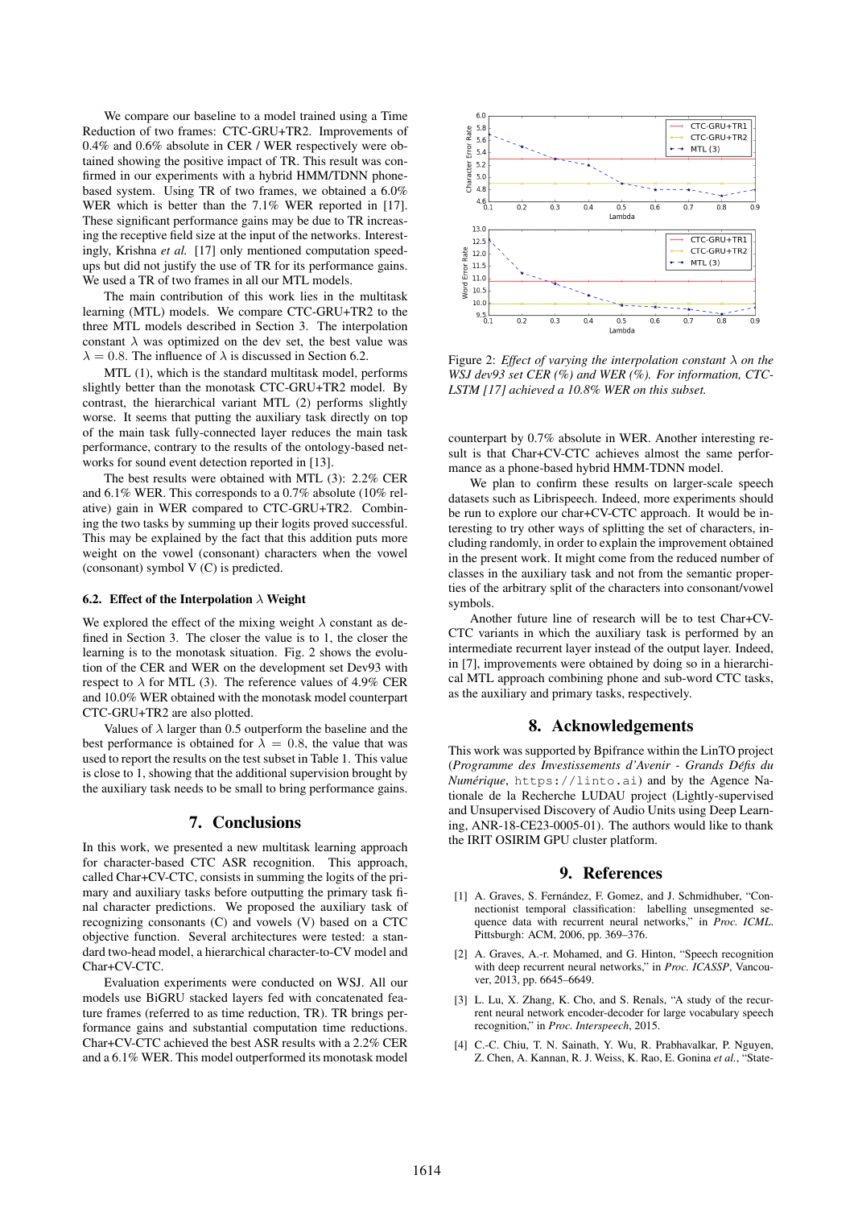We compare our baseline to a model trained using a Time Reduction of two frames: CTC-GRU+TR2. Improvements of 0.4% and 0.6% absolute in CER / WER respectively were obtained showing the positive impact of TR. This result was confirmed in our experiments with a hybrid HMM/TDNN phone-based system. Using TR of two frames, we obtained a 6.0% WER which is better than the 7.1% WER reported in [17]. These significant performance gains may be due to TR increasing the receptive field size at the input of the networks. Interestingly, Krishna *et al.* [17] only mentioned computation speed-ups but did not justify the use of TR for its performance gains. We used a TR of two frames in all our MTL models.

The main contribution of this work lies in the multitask learning (MTL) models. We compare CTC-GRU+TR2 to the three MTL models described in Section 3. The interpolation constant $\lambda$ was optimized on the dev set, the best value was $\lambda = 0.8$. The influence of $\lambda$ is discussed in Section 6.2.

MTL (1), which is the standard multitask model, performs slightly better than the monotask CTC-GRU+TR2 model. By contrast, the hierarchical variant MTL (2) performs slightly worse. It seems that putting the auxiliary task directly on top of the main task fully-connected layer reduces the main task performance, contrary to the results of the ontology-based networks for sound event detection reported in [13].

The best results were obtained with MTL (3): 2.2% CER and 6.1% WER. This corresponds to a 0.7% absolute (10% relative) gain in WER compared to CTC-GRU+TR2. Combining the two tasks by summing up their logits proved successful. This may be explained by the fact that this addition puts more weight on the vowel (consonant) characters when the vowel (consonant) symbol V (C) is predicted.

### 6.2. Effect of the Interpolation $\lambda$ Weight

We explored the effect of the mixing weight $\lambda$ constant as defined in Section 3. The closer the value is to 1, the closer the learning is to the monotask situation. Fig. 2 shows the evolution of the CER and WER on the development set Dev93 with respect to $\lambda$ for MTL (3). The reference values of 4.9% CER and 10.0% WER obtained with the monotask model counterpart CTC-GRU+TR2 are also plotted.

Values of $\lambda$ larger than 0.5 outperform the baseline and the best performance is obtained for $\lambda = 0.8$, the value that was used to report the results on the test subset in Table 1. This value is close to 1, showing that the additional supervision brought by the auxiliary task needs to be small to bring performance gains.

Figure 2: *Effect of varying the interpolation constant $\lambda$ on the WSJ dev93 set CER (%) and WER (%). For information, CTC-LSTM [17] achieved a 10.8% WER on this subset.*

## 7. Conclusions

In this work, we presented a new multitask learning approach for character-based CTC ASR recognition. This approach, called Char+CV-CTC, consists in summing the logits of the primary and auxiliary tasks before outputting the primary task final character predictions. We proposed the auxiliary task of recognizing consonants (C) and vowels (V) based on a CTC objective function. Several architectures were tested: a standard two-head model, a hierarchical character-to-CV model and Char+CV-CTC.

Evaluation experiments were conducted on WSJ. All our models use BiGRU stacked layers fed with concatenated feature frames (referred to as time reduction, TR). TR brings performance gains and substantial computation time reductions. Char+CV-CTC achieved the best ASR results with a 2.2% CER and a 6.1% WER. This model outperformed its monotask model counterpart by 0.7% absolute in WER. Another interesting result is that Char+CV-CTC achieves almost the same performance as a phone-based hybrid HMM-TDNN model.

We plan to confirm these results on larger-scale speech datasets such as Librispeech. Indeed, more experiments should be run to explore our char+CV-CTC approach. It would be interesting to try other ways of splitting the set of characters, including randomly, in order to explain the improvement obtained in the present work. It might come from the reduced number of classes in the auxiliary task and not from the semantic properties of the arbitrary split of the characters into consonant/vowel symbols.

Another future line of research will be to test Char+CV-CTC variants in which the auxiliary task is performed by an intermediate recurrent layer instead of the output layer. Indeed, in [7], improvements were obtained by doing so in a hierarchical MTL approach combining phone and sub-word CTC tasks, as the auxiliary and primary tasks, respectively.

## 8. Acknowledgements

This work was supported by Bpifrance within the LinTO project (*Programme des Investissements d'Avenir - Grands Défis du Numérique*, `https://linto.ai`) and by the Agence Nationale de la Recherche LUDAU project (Lightly-supervised and Unsupervised Discovery of Audio Units using Deep Learning, ANR-18-CE23-0005-01). The authors would like to thank the IRIT OSIRIM GPU cluster platform.

## 9. References

[1] A. Graves, S. Fernández, F. Gomez, and J. Schmidhuber, "Connectionist temporal classification: labelling unsegmented sequence data with recurrent neural networks," in *Proc. ICML*. Pittsburgh: ACM, 2006, pp. 369–376.

[2] A. Graves, A.-r. Mohamed, and G. Hinton, "Speech recognition with deep recurrent neural networks," in *Proc. ICASSP*, Vancouver, 2013, pp. 6645–6649.

[3] L. Lu, X. Zhang, K. Cho, and S. Renals, "A study of the recurrent neural network encoder-decoder for large vocabulary speech recognition," in *Proc. Interspeech*, 2015.

[4] C.-C. Chiu, T. N. Sainath, Y. Wu, R. Prabhavalkar, P. Nguyen, Z. Chen, A. Kannan, R. J. Weiss, K. Rao, E. Gonina *et al.*, "State-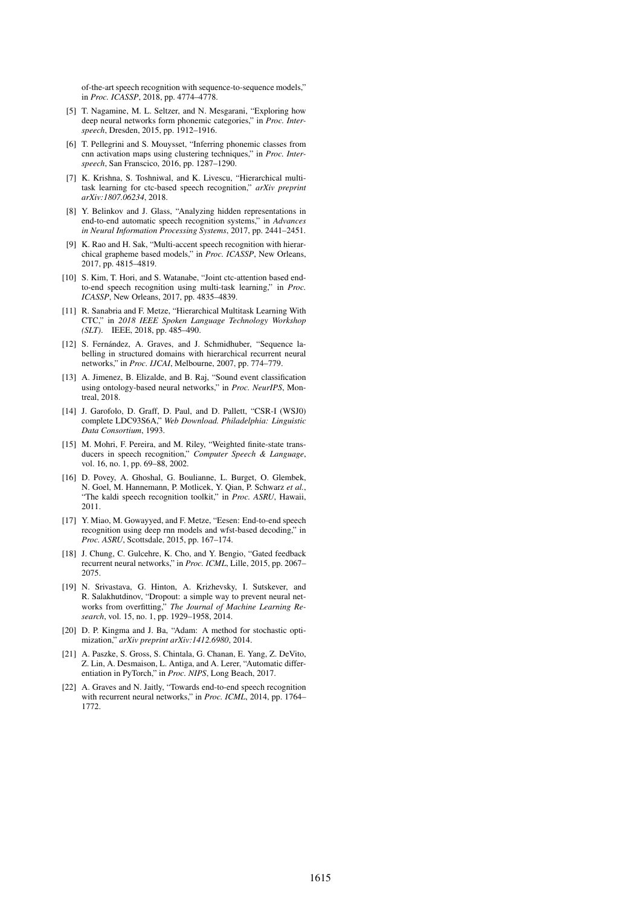of-the-art speech recognition with sequence-to-sequence models," in *Proc. ICASSP*, 2018, pp. 4774–4778.

[5] T. Nagamine, M. L. Seltzer, and N. Mesgarani, "Exploring how deep neural networks form phonemic categories," in *Proc. Interspeech*, Dresden, 2015, pp. 1912–1916.

[6] T. Pellegrini and S. Mouysset, "Inferring phonemic classes from cnn activation maps using clustering techniques," in *Proc. Interspeech*, San Franscico, 2016, pp. 1287–1290.

[7] K. Krishna, S. Toshniwal, and K. Livescu, "Hierarchical multitask learning for ctc-based speech recognition," *arXiv preprint arXiv:1807.06234*, 2018.

[8] Y. Belinkov and J. Glass, "Analyzing hidden representations in end-to-end automatic speech recognition systems," in *Advances in Neural Information Processing Systems*, 2017, pp. 2441–2451.

[9] K. Rao and H. Sak, "Multi-accent speech recognition with hierarchical grapheme based models," in *Proc. ICASSP*, New Orleans, 2017, pp. 4815–4819.

[10] S. Kim, T. Hori, and S. Watanabe, "Joint ctc-attention based end-to-end speech recognition using multi-task learning," in *Proc. ICASSP*, New Orleans, 2017, pp. 4835–4839.

[11] R. Sanabria and F. Metze, "Hierarchical Multitask Learning With CTC," in *2018 IEEE Spoken Language Technology Workshop (SLT)*. IEEE, 2018, pp. 485–490.

[12] S. Fernández, A. Graves, and J. Schmidhuber, "Sequence labelling in structured domains with hierarchical recurrent neural networks," in *Proc. IJCAI*, Melbourne, 2007, pp. 774–779.

[13] A. Jimenez, B. Elizalde, and B. Raj, "Sound event classification using ontology-based neural networks," in *Proc. NeurIPS*, Montreal, 2018.

[14] J. Garofolo, D. Graff, D. Paul, and D. Pallett, "CSR-I (WSJ0) complete LDC93S6A," *Web Download. Philadelphia: Linguistic Data Consortium*, 1993.

[15] M. Mohri, F. Pereira, and M. Riley, "Weighted finite-state transducers in speech recognition," *Computer Speech & Language*, vol. 16, no. 1, pp. 69–88, 2002.

[16] D. Povey, A. Ghoshal, G. Boulianne, L. Burget, O. Glembek, N. Goel, M. Hannemann, P. Motlicek, Y. Qian, P. Schwarz *et al.*, "The kaldi speech recognition toolkit," in *Proc. ASRU*, Hawaii, 2011.

[17] Y. Miao, M. Gowayyed, and F. Metze, "Eesen: End-to-end speech recognition using deep rnn models and wfst-based decoding," in *Proc. ASRU*, Scottsdale, 2015, pp. 167–174.

[18] J. Chung, C. Gulcehre, K. Cho, and Y. Bengio, "Gated feedback recurrent neural networks," in *Proc. ICML*, Lille, 2015, pp. 2067–2075.

[19] N. Srivastava, G. Hinton, A. Krizhevsky, I. Sutskever, and R. Salakhutdinov, "Dropout: a simple way to prevent neural networks from overfitting," *The Journal of Machine Learning Research*, vol. 15, no. 1, pp. 1929–1958, 2014.

[20] D. P. Kingma and J. Ba, "Adam: A method for stochastic optimization," *arXiv preprint arXiv:1412.6980*, 2014.

[21] A. Paszke, S. Gross, S. Chintala, G. Chanan, E. Yang, Z. DeVito, Z. Lin, A. Desmaison, L. Antiga, and A. Lerer, "Automatic differentiation in PyTorch," in *Proc. NIPS*, Long Beach, 2017.

[22] A. Graves and N. Jaitly, "Towards end-to-end speech recognition with recurrent neural networks," in *Proc. ICML*, 2014, pp. 1764–1772.